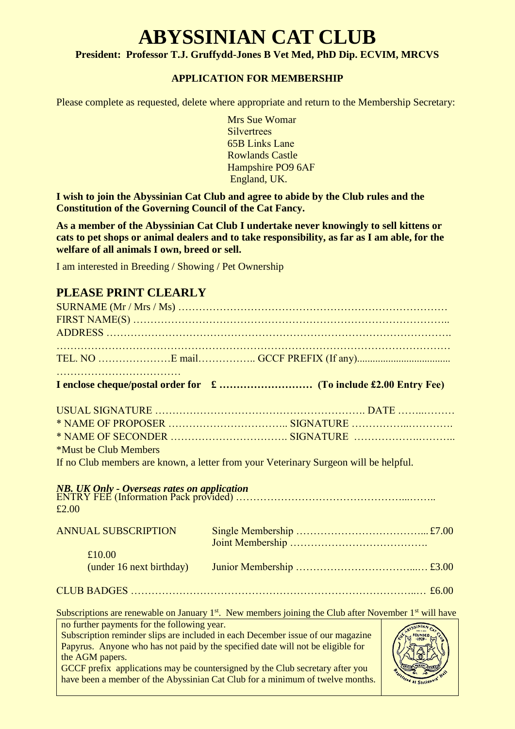# ABYSSINIAN CAT CLUB

**President: Professor T.J. Gruffydd-Jones B Vet Med, PhD Dip. ECVIM, MRCVS**

**APPLICATION FOR MEMBERSHIP**

Please complete as requested, delete where appropriate and return to the Membership Secretary:

Mrs Sue Womar
Silvertrees
65B Links Lane
Rowlands Castle
Hampshire PO9 6AF
England, UK.

**I wish to join the Abyssinian Cat Club and agree to abide by the Club rules and the Constitution of the Governing Council of the Cat Fancy.**

**As a member of the Abyssinian Cat Club I undertake never knowingly to sell kittens or cats to pet shops or animal dealers and to take responsibility, as far as I am able, for the welfare of all animals I own, breed or sell.**

I am interested in Breeding / Showing / Pet Ownership

## PLEASE PRINT CLEARLY

SURNAME (Mr / Mrs / Ms) ……………………………………………………………………
FIRST NAME(S) ……………………………………………………………………………..
ADDRESS ……………………………………………………………………………………….
………………………………………………………………………………………………………
TEL. NO …………………E mail…………….. GCCF PREFIX (If any)....................................
………………………………

**I enclose cheque/postal order for £ ……………………… (To include £2.00 Entry Fee)**

USUAL SIGNATURE ……………………………………………………. DATE ……..………
\* NAME OF PROPOSER …………………………….. SIGNATURE ……………..………….
\* NAME OF SECONDER ……………………………. SIGNATURE ……………….………..
\*Must be Club Members
If no Club members are known, a letter from your Veterinary Surgeon will be helpful.

***NB. UK Only - Overseas rates on application***

ENTRY FEE (Information Pack provided) …………………………………………...…….. £2.00

ANNUAL SUBSCRIPTION
Single Membership ………………………………... £7.00
Joint Membership …………………………………. £10.00
(under 16 next birthday) Junior Membership ……………………………..… £3.00

CLUB BADGES …………………………………………………………………..… £6.00

Subscriptions are renewable on January 1st. New members joining the Club after November 1st will have no further payments for the following year.
Subscription reminder slips are included in each December issue of our magazine Papyrus. Anyone who has not paid by the specified date will not be eligible for the AGM papers.
GCCF prefix applications may be countersigned by the Club secretary after you have been a member of the Abyssinian Cat Club for a minimum of twelve months.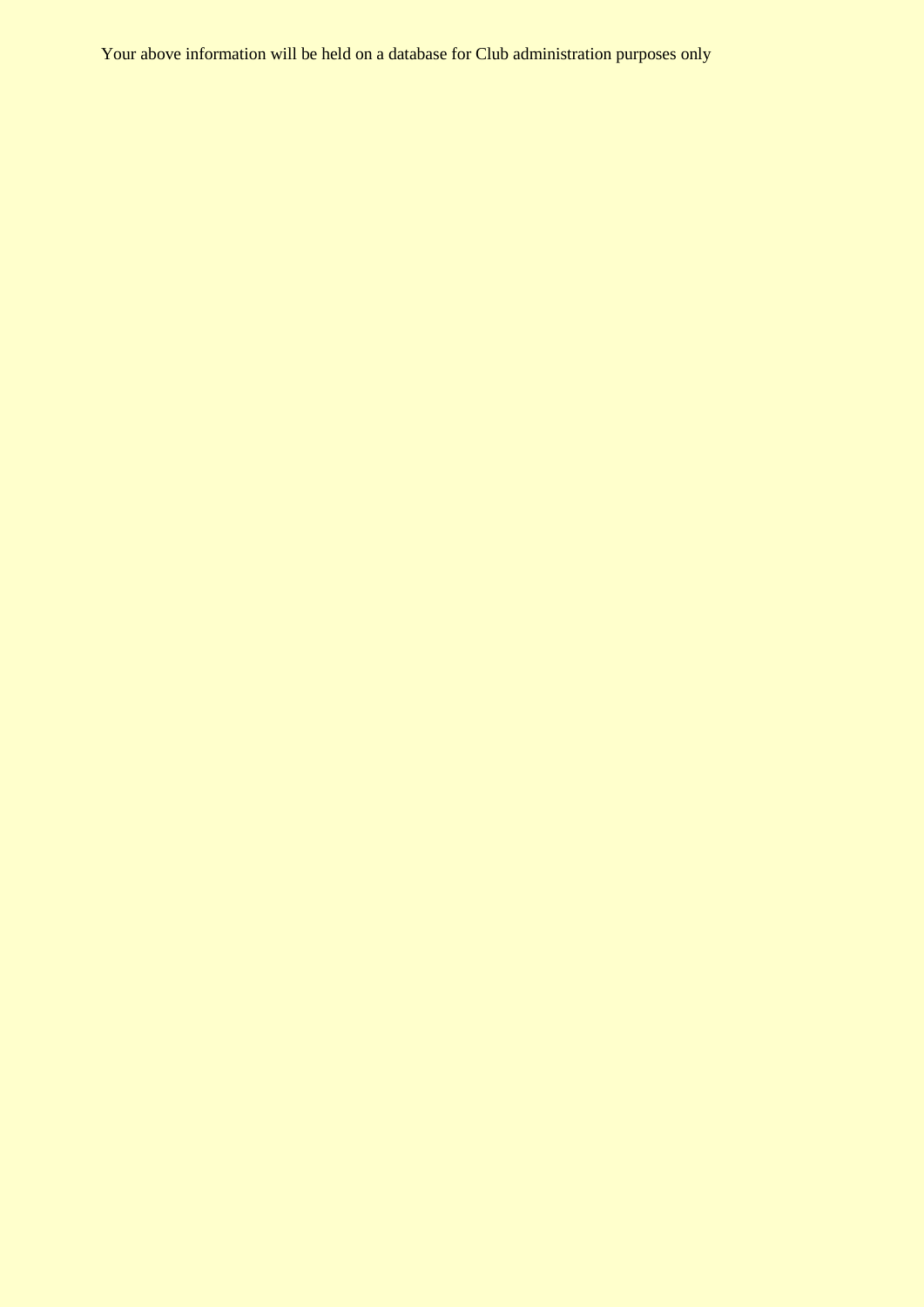Your above information will be held on a database for Club administration purposes only